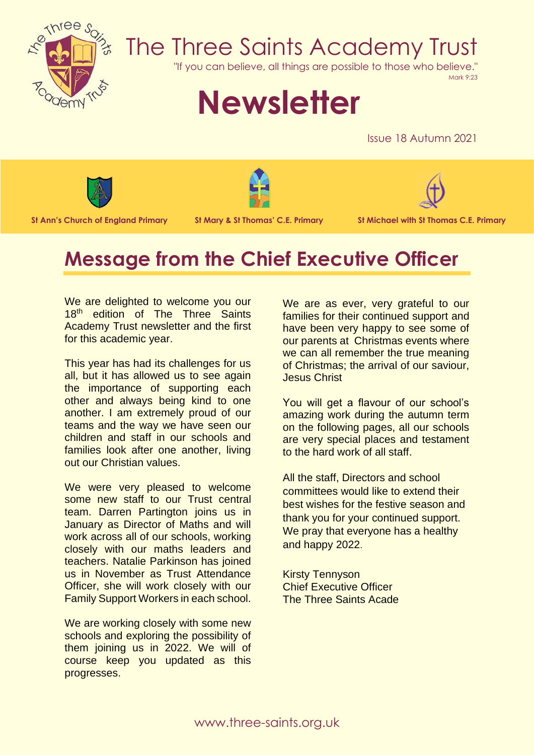# The Three Saints Academy Trust

"If you can believe, all things are possible to those who believe."
Mark 9:23

# Newsletter

Issue 18 Autumn 2021

**St Ann's Church of England Primary** | **St Mary & St Thomas' C.E. Primary** | **St Michael with St Thomas C.E. Primary**

## Message from the Chief Executive Officer

We are delighted to welcome you our 18th edition of The Three Saints Academy Trust newsletter and the first for this academic year.

This year has had its challenges for us all, but it has allowed us to see again the importance of supporting each other and always being kind to one another. I am extremely proud of our teams and the way we have seen our children and staff in our schools and families look after one another, living out our Christian values.

We were very pleased to welcome some new staff to our Trust central team. Darren Partington joins us in January as Director of Maths and will work across all of our schools, working closely with our maths leaders and teachers. Natalie Parkinson has joined us in November as Trust Attendance Officer, she will work closely with our Family Support Workers in each school.

We are working closely with some new schools and exploring the possibility of them joining us in 2022. We will of course keep you updated as this progresses.

We are as ever, very grateful to our families for their continued support and have been very happy to see some of our parents at Christmas events where we can all remember the true meaning of Christmas; the arrival of our saviour, Jesus Christ

You will get a flavour of our school's amazing work during the autumn term on the following pages, all our schools are very special places and testament to the hard work of all staff.

All the staff, Directors and school committees would like to extend their best wishes for the festive season and thank you for your continued support. We pray that everyone has a healthy and happy 2022.

Kirsty Tennyson
Chief Executive Officer
The Three Saints Acade

www.three-saints.org.uk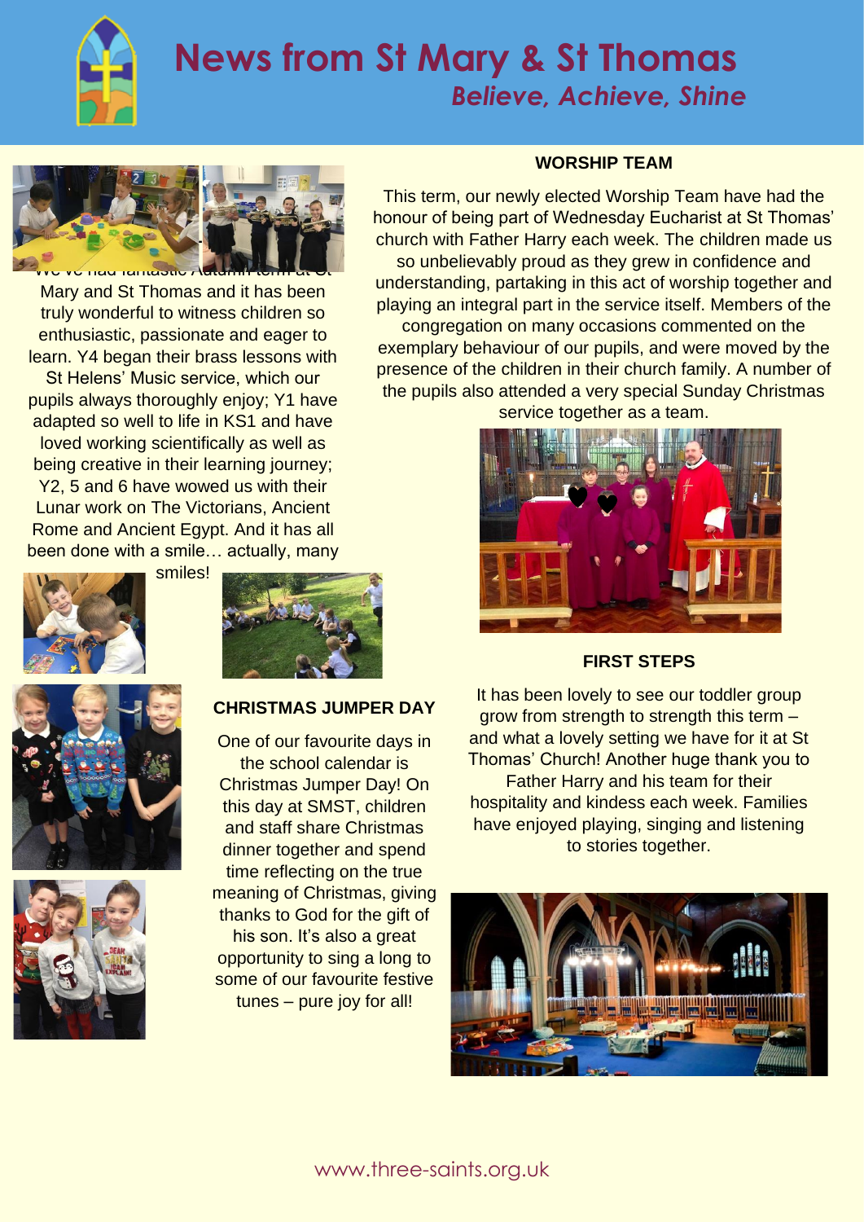# News from St Mary & St Thomas

*Believe, Achieve, Shine*

We've had fantastic Autumn term at St Mary and St Thomas and it has been truly wonderful to witness children so enthusiastic, passionate and eager to learn. Y4 began their brass lessons with St Helens' Music service, which our pupils always thoroughly enjoy; Y1 have adapted so well to life in KS1 and have loved working scientifically as well as being creative in their learning journey; Y2, 5 and 6 have wowed us with their Lunar work on The Victorians, Ancient Rome and Ancient Egypt. And it has all been done with a smile… actually, many smiles!

## WORSHIP TEAM

This term, our newly elected Worship Team have had the honour of being part of Wednesday Eucharist at St Thomas' church with Father Harry each week. The children made us so unbelievably proud as they grew in confidence and understanding, partaking in this act of worship together and playing an integral part in the service itself. Members of the congregation on many occasions commented on the exemplary behaviour of our pupils, and were moved by the presence of the children in their church family. A number of the pupils also attended a very special Sunday Christmas service together as a team.

## CHRISTMAS JUMPER DAY

One of our favourite days in the school calendar is Christmas Jumper Day! On this day at SMST, children and staff share Christmas dinner together and spend time reflecting on the true meaning of Christmas, giving thanks to God for the gift of his son. It's also a great opportunity to sing a long to some of our favourite festive tunes – pure joy for all!

## FIRST STEPS

It has been lovely to see our toddler group grow from strength to strength this term – and what a lovely setting we have for it at St Thomas' Church! Another huge thank you to Father Harry and his team for their hospitality and kindess each week. Families have enjoyed playing, singing and listening to stories together.

www.three-saints.org.uk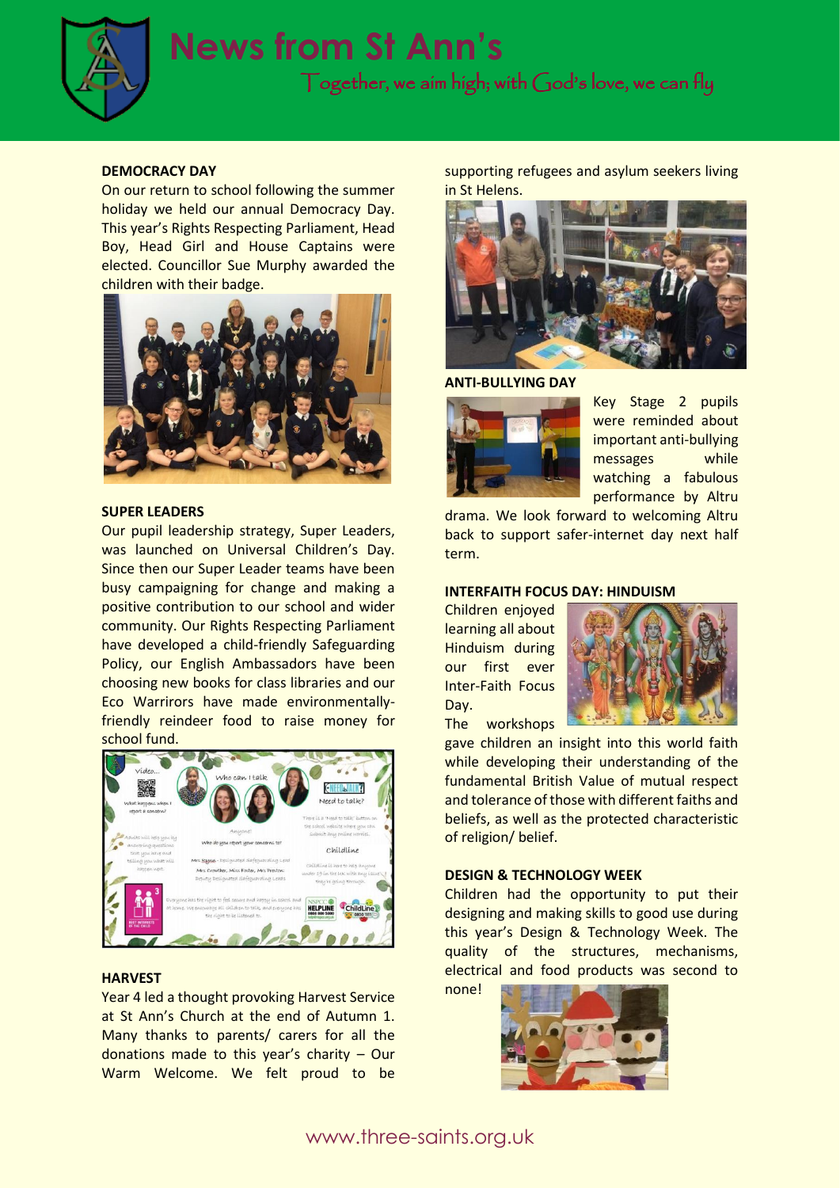# News from St Ann's

*Together, we aim high; with God's love, we can fly*

**DEMOCRACY DAY**

On our return to school following the summer holiday we held our annual Democracy Day. This year's Rights Respecting Parliament, Head Boy, Head Girl and House Captains were elected. Councillor Sue Murphy awarded the children with their badge.

**SUPER LEADERS**

Our pupil leadership strategy, Super Leaders, was launched on Universal Children's Day. Since then our Super Leader teams have been busy campaigning for change and making a positive contribution to our school and wider community. Our Rights Respecting Parliament have developed a child-friendly Safeguarding Policy, our English Ambassadors have been choosing new books for class libraries and our Eco Warrirors have made environmentally-friendly reindeer food to raise money for school fund.

**HARVEST**

Year 4 led a thought provoking Harvest Service at St Ann's Church at the end of Autumn 1. Many thanks to parents/ carers for all the donations made to this year's charity – Our Warm Welcome. We felt proud to be supporting refugees and asylum seekers living in St Helens.

**ANTI-BULLYING DAY**

Key Stage 2 pupils were reminded about important anti-bullying messages while watching a fabulous performance by Altru drama. We look forward to welcoming Altru back to support safer-internet day next half term.

**INTERFAITH FOCUS DAY: HINDUISM**

Children enjoyed learning all about Hinduism during our first ever Inter-Faith Focus Day.

The workshops gave children an insight into this world faith while developing their understanding of the fundamental British Value of mutual respect and tolerance of those with different faiths and beliefs, as well as the protected characteristic of religion/ belief.

**DESIGN & TECHNOLOGY WEEK**

Children had the opportunity to put their designing and making skills to good use during this year's Design & Technology Week. The quality of the structures, mechanisms, electrical and food products was second to none!

www.three-saints.org.uk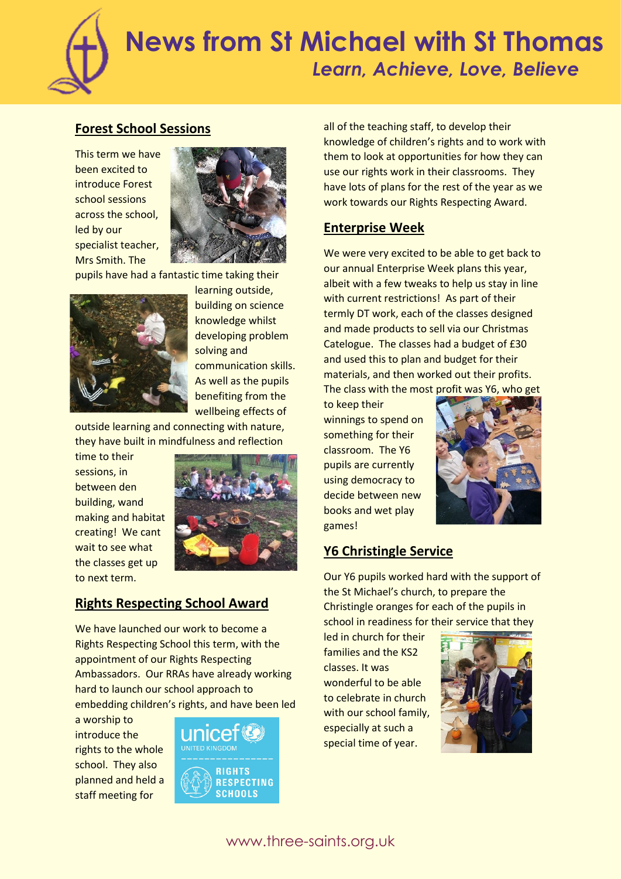# News from St Michael with St Thomas

*Learn, Achieve, Love, Believe*

## Forest School Sessions

This term we have been excited to introduce Forest school sessions across the school, led by our specialist teacher, Mrs Smith. The pupils have had a fantastic time taking their learning outside, building on science knowledge whilst developing problem solving and communication skills. As well as the pupils benefiting from the wellbeing effects of outside learning and connecting with nature, they have built in mindfulness and reflection time to their sessions, in between den building, wand making and habitat creating! We cant wait to see what the classes get up to next term.

## Rights Respecting School Award

We have launched our work to become a Rights Respecting School this term, with the appointment of our Rights Respecting Ambassadors. Our RRAs have already working hard to launch our school approach to embedding children's rights, and have been led a worship to introduce the rights to the whole school. They also planned and held a staff meeting for all of the teaching staff, to develop their knowledge of children's rights and to work with them to look at opportunities for how they can use our rights work in their classrooms. They have lots of plans for the rest of the year as we work towards our Rights Respecting Award.

unicef UNITED KINGDOM
RIGHTS RESPECTING SCHOOLS

## Enterprise Week

We were very excited to be able to get back to our annual Enterprise Week plans this year, albeit with a few tweaks to help us stay in line with current restrictions! As part of their termly DT work, each of the classes designed and made products to sell via our Christmas Catelogue. The classes had a budget of £30 and used this to plan and budget for their materials, and then worked out their profits. The class with the most profit was Y6, who get to keep their winnings to spend on something for their classroom. The Y6 pupils are currently using democracy to decide between new books and wet play games!

## Y6 Christingle Service

Our Y6 pupils worked hard with the support of the St Michael's church, to prepare the Christingle oranges for each of the pupils in school in readiness for their service that they led in church for their families and the KS2 classes. It was wonderful to be able to celebrate in church with our school family, especially at such a special time of year.

www.three-saints.org.uk